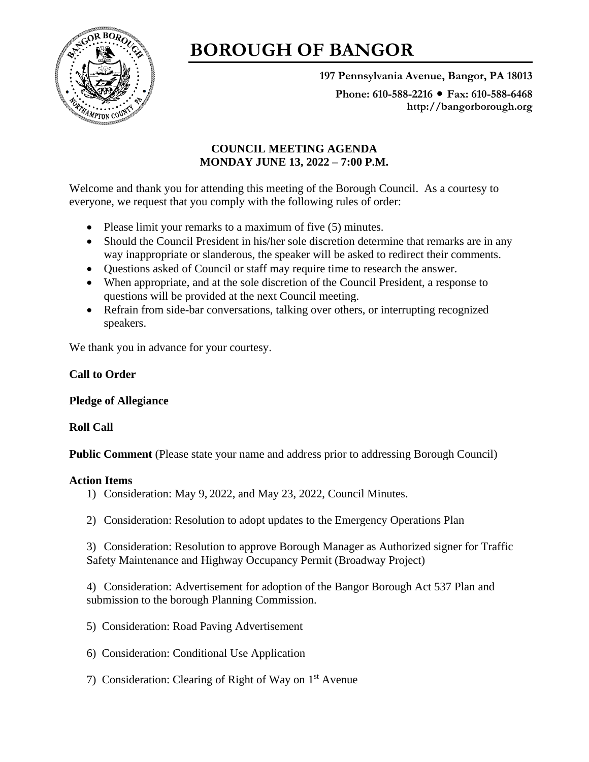# BOROUGH OF BANGOR

**197 Pennsylvania Avenue, Bangor, PA 18013**

**Phone: 610-588-2216 • Fax: 610-588-6468**
**http://bangorborough.org**

**COUNCIL MEETING AGENDA**
**MONDAY JUNE 13, 2022 – 7:00 P.M.**

Welcome and thank you for attending this meeting of the Borough Council. As a courtesy to everyone, we request that you comply with the following rules of order:

- Please limit your remarks to a maximum of five (5) minutes.
- Should the Council President in his/her sole discretion determine that remarks are in any way inappropriate or slanderous, the speaker will be asked to redirect their comments.
- Questions asked of Council or staff may require time to research the answer.
- When appropriate, and at the sole discretion of the Council President, a response to questions will be provided at the next Council meeting.
- Refrain from side-bar conversations, talking over others, or interrupting recognized speakers.

We thank you in advance for your courtesy.

**Call to Order**

**Pledge of Allegiance**

**Roll Call**

**Public Comment** (Please state your name and address prior to addressing Borough Council)

**Action Items**

1) Consideration: May 9, 2022, and May 23, 2022, Council Minutes.

2) Consideration: Resolution to adopt updates to the Emergency Operations Plan

3) Consideration: Resolution to approve Borough Manager as Authorized signer for Traffic Safety Maintenance and Highway Occupancy Permit (Broadway Project)

4) Consideration: Advertisement for adoption of the Bangor Borough Act 537 Plan and submission to the borough Planning Commission.

5) Consideration: Road Paving Advertisement

6) Consideration: Conditional Use Application

7) Consideration: Clearing of Right of Way on 1st Avenue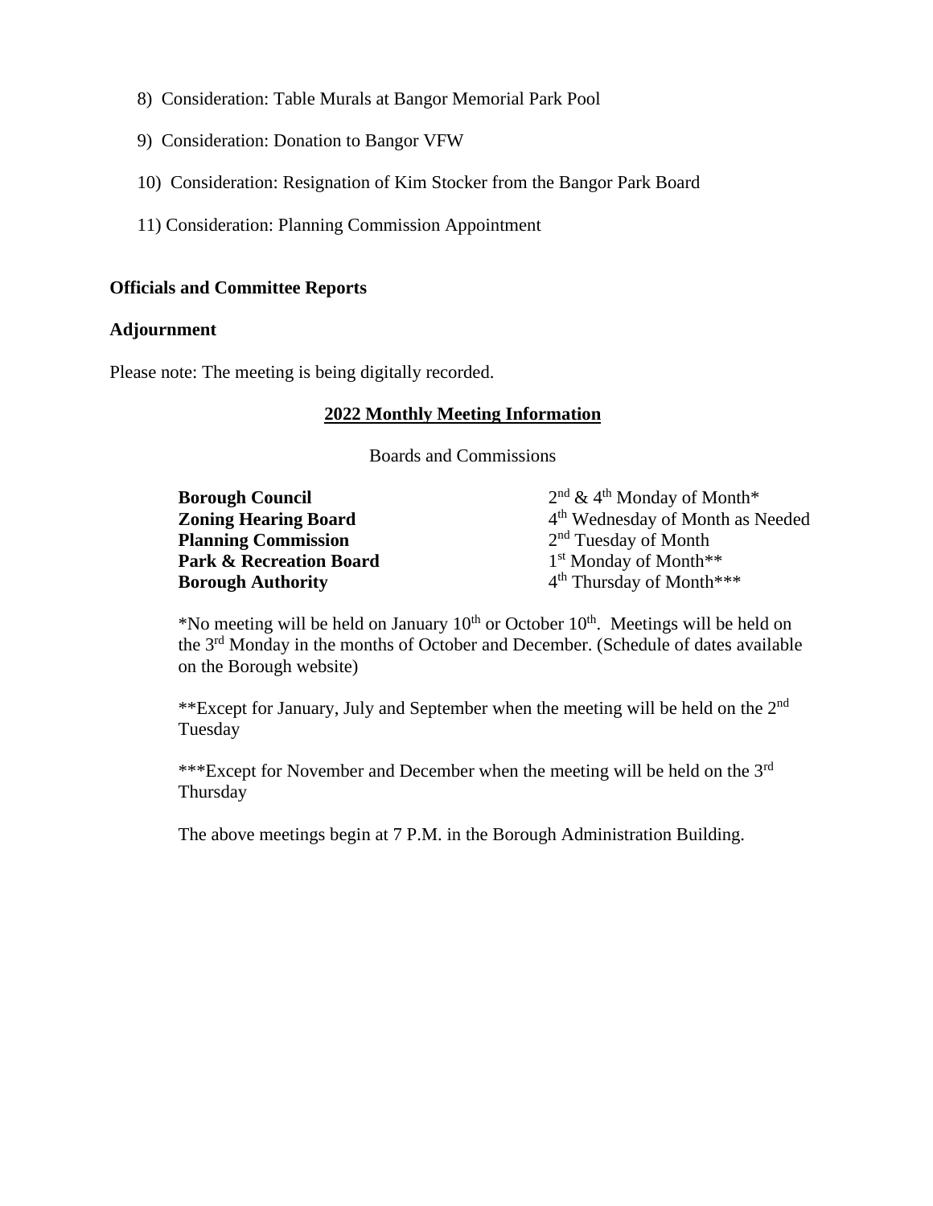8) Consideration: Table Murals at Bangor Memorial Park Pool

9) Consideration: Donation to Bangor VFW

10) Consideration: Resignation of Kim Stocker from the Bangor Park Board

11) Consideration: Planning Commission Appointment

**Officials and Committee Reports**

**Adjournment**

Please note: The meeting is being digitally recorded.

**2022 Monthly Meeting Information**

Boards and Commissions

| | |
|---|---|
| **Borough Council** | 2nd & 4th Monday of Month* |
| **Zoning Hearing Board** | 4th Wednesday of Month as Needed |
| **Planning Commission** | 2nd Tuesday of Month |
| **Park & Recreation Board** | 1st Monday of Month** |
| **Borough Authority** | 4th Thursday of Month*** |

*No meeting will be held on January 10th or October 10th. Meetings will be held on the 3rd Monday in the months of October and December. (Schedule of dates available on the Borough website)

**Except for January, July and September when the meeting will be held on the 2nd Tuesday

***Except for November and December when the meeting will be held on the 3rd Thursday

The above meetings begin at 7 P.M. in the Borough Administration Building.